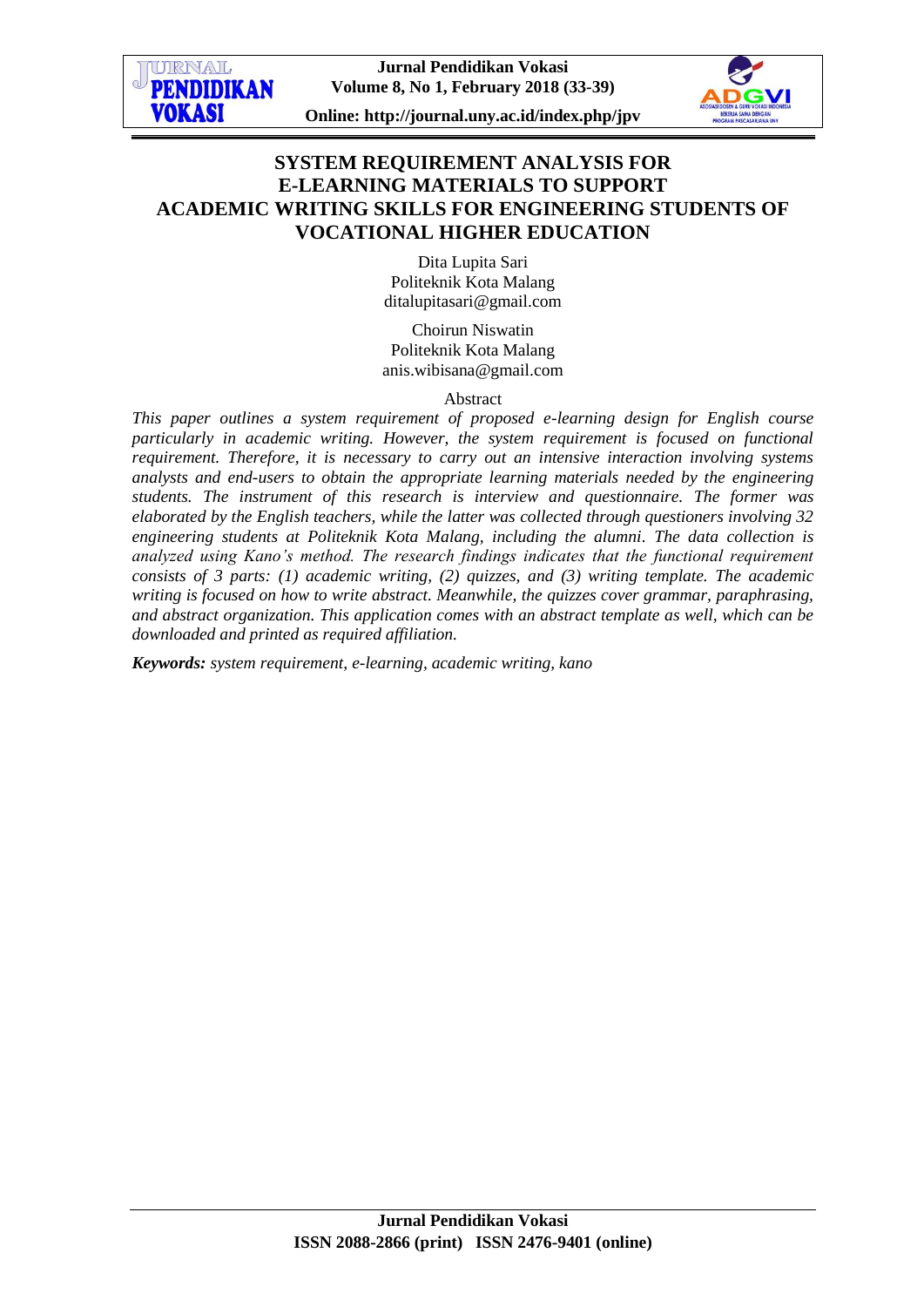# SYSTEM REQUIREMENT ANALYSIS FOR E-LEARNING MATERIALS TO SUPPORT ACADEMIC WRITING SKILLS FOR ENGINEERING STUDENTS OF VOCATIONAL HIGHER EDUCATION

Dita Lupita Sari
Politeknik Kota Malang
ditalupitasari@gmail.com

Choirun Niswatin
Politeknik Kota Malang
anis.wibisana@gmail.com

## Abstract

*This paper outlines a system requirement of proposed e-learning design for English course particularly in academic writing. However, the system requirement is focused on functional requirement. Therefore, it is necessary to carry out an intensive interaction involving systems analysts and end-users to obtain the appropriate learning materials needed by the engineering students. The instrument of this research is interview and questionnaire. The former was elaborated by the English teachers, while the latter was collected through questioners involving 32 engineering students at Politeknik Kota Malang, including the alumni. The data collection is analyzed using Kano's method. The research findings indicates that the functional requirement consists of 3 parts: (1) academic writing, (2) quizzes, and (3) writing template. The academic writing is focused on how to write abstract. Meanwhile, the quizzes cover grammar, paraphrasing, and abstract organization. This application comes with an abstract template as well, which can be downloaded and printed as required affiliation.*

***Keywords:*** *system requirement, e-learning, academic writing, kano*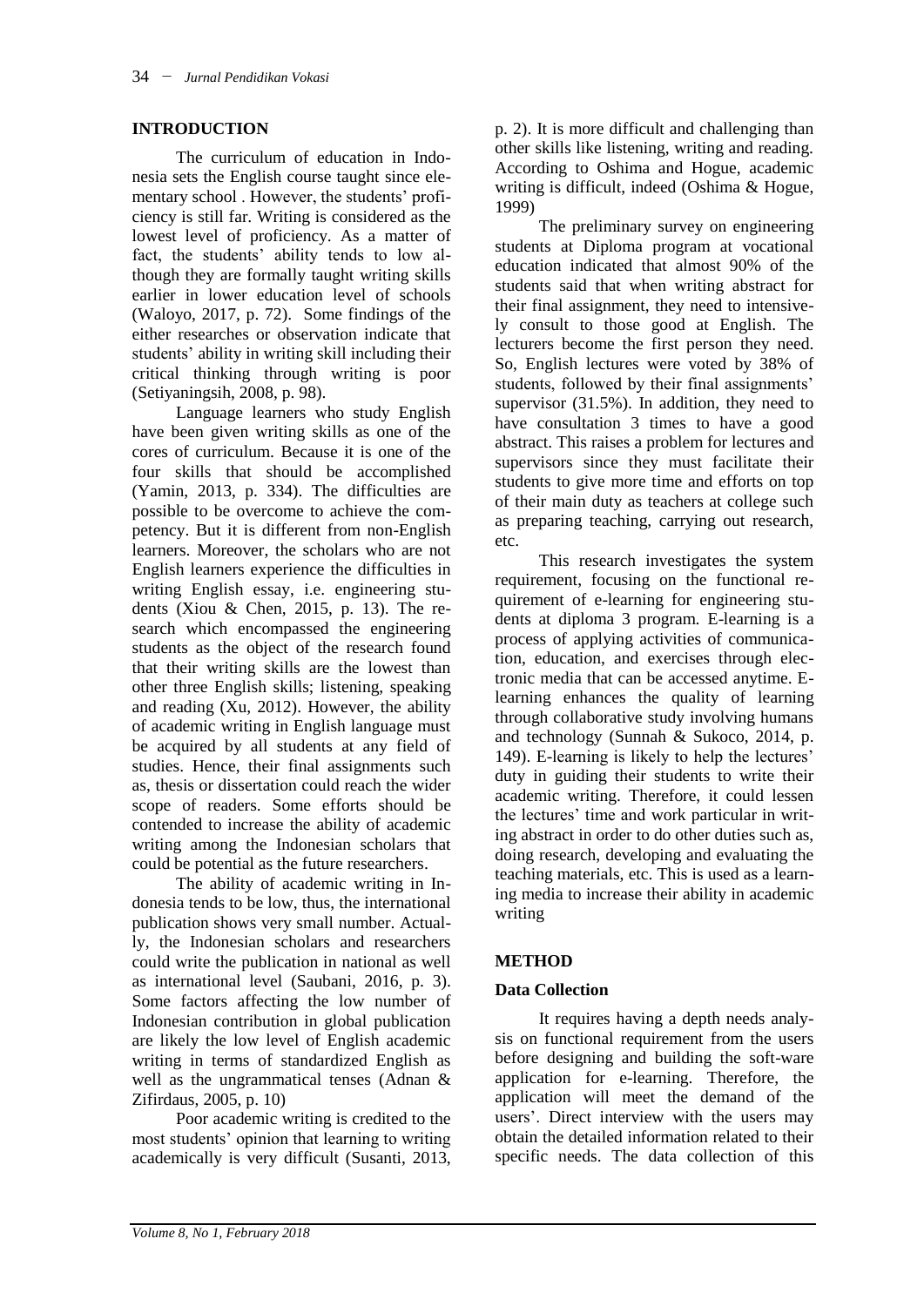## INTRODUCTION

The curriculum of education in Indonesia sets the English course taught since elementary school . However, the students' proficiency is still far. Writing is considered as the lowest level of proficiency. As a matter of fact, the students' ability tends to low although they are formally taught writing skills earlier in lower education level of schools (Waloyo, 2017, p. 72). Some findings of the either researches or observation indicate that students' ability in writing skill including their critical thinking through writing is poor (Setiyaningsih, 2008, p. 98).

Language learners who study English have been given writing skills as one of the cores of curriculum. Because it is one of the four skills that should be accomplished (Yamin, 2013, p. 334). The difficulties are possible to be overcome to achieve the competency. But it is different from non-English learners. Moreover, the scholars who are not English learners experience the difficulties in writing English essay, i.e. engineering students (Xiou & Chen, 2015, p. 13). The research which encompassed the engineering students as the object of the research found that their writing skills are the lowest than other three English skills; listening, speaking and reading (Xu, 2012). However, the ability of academic writing in English language must be acquired by all students at any field of studies. Hence, their final assignments such as, thesis or dissertation could reach the wider scope of readers. Some efforts should be contended to increase the ability of academic writing among the Indonesian scholars that could be potential as the future researchers.

The ability of academic writing in Indonesia tends to be low, thus, the international publication shows very small number. Actually, the Indonesian scholars and researchers could write the publication in national as well as international level (Saubani, 2016, p. 3). Some factors affecting the low number of Indonesian contribution in global publication are likely the low level of English academic writing in terms of standardized English as well as the ungrammatical tenses (Adnan & Zifirdaus, 2005, p. 10)

Poor academic writing is credited to the most students' opinion that learning to writing academically is very difficult (Susanti, 2013, p. 2). It is more difficult and challenging than other skills like listening, writing and reading. According to Oshima and Hogue, academic writing is difficult, indeed (Oshima & Hogue, 1999)

The preliminary survey on engineering students at Diploma program at vocational education indicated that almost 90% of the students said that when writing abstract for their final assignment, they need to intensively consult to those good at English. The lecturers become the first person they need. So, English lectures were voted by 38% of students, followed by their final assignments' supervisor (31.5%). In addition, they need to have consultation 3 times to have a good abstract. This raises a problem for lectures and supervisors since they must facilitate their students to give more time and efforts on top of their main duty as teachers at college such as preparing teaching, carrying out research, etc.

This research investigates the system requirement, focusing on the functional requirement of e-learning for engineering students at diploma 3 program. E-learning is a process of applying activities of communication, education, and exercises through electronic media that can be accessed anytime. E-learning enhances the quality of learning through collaborative study involving humans and technology (Sunnah & Sukoco, 2014, p. 149). E-learning is likely to help the lectures' duty in guiding their students to write their academic writing. Therefore, it could lessen the lectures' time and work particular in writing abstract in order to do other duties such as, doing research, developing and evaluating the teaching materials, etc. This is used as a learning media to increase their ability in academic writing

## METHOD

### Data Collection

It requires having a depth needs analysis on functional requirement from the users before designing and building the soft-ware application for e-learning. Therefore, the application will meet the demand of the users'. Direct interview with the users may obtain the detailed information related to their specific needs. The data collection of this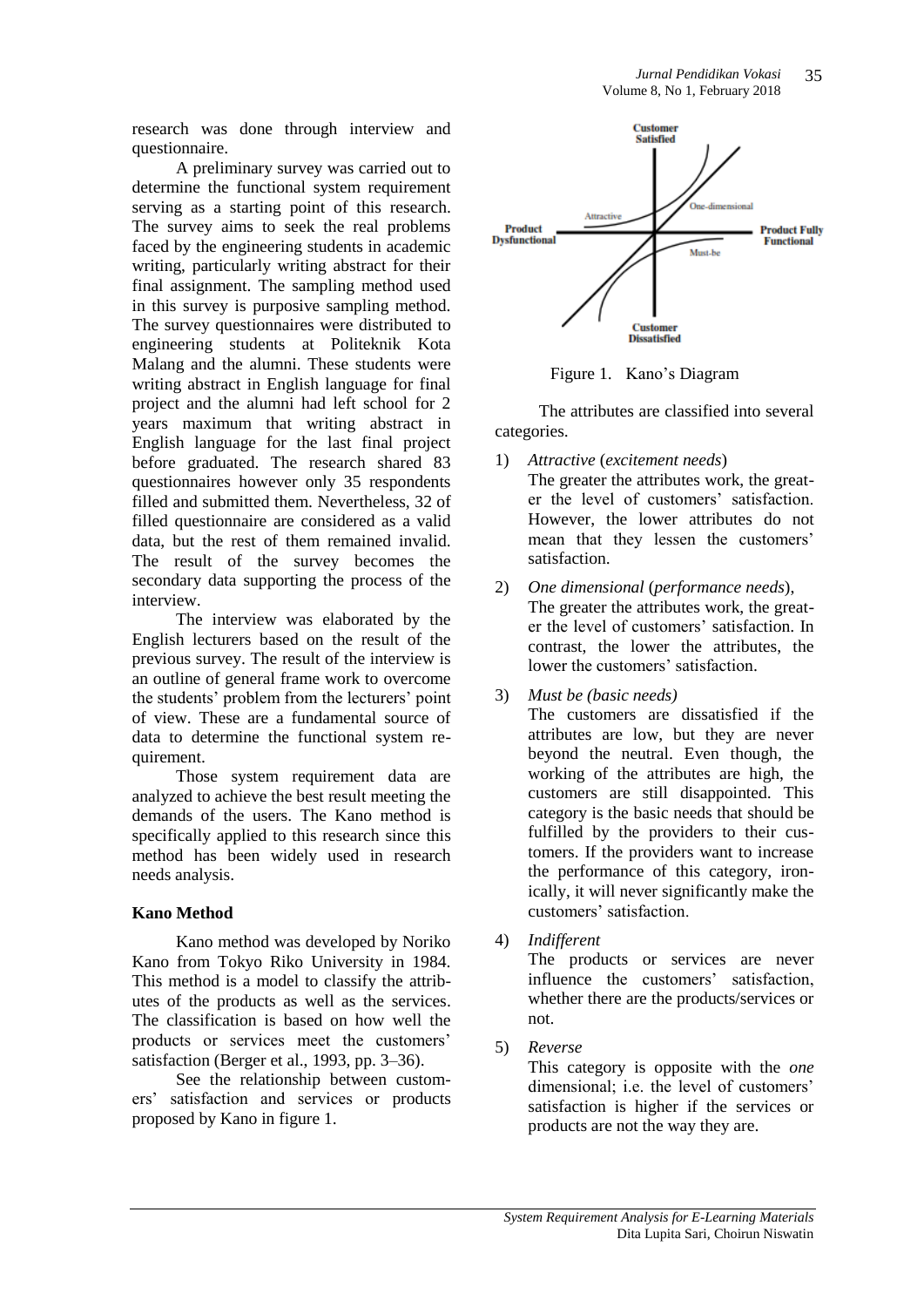research was done through interview and questionnaire.

A preliminary survey was carried out to determine the functional system requirement serving as a starting point of this research. The survey aims to seek the real problems faced by the engineering students in academic writing, particularly writing abstract for their final assignment. The sampling method used in this survey is purposive sampling method. The survey questionnaires were distributed to engineering students at Politeknik Kota Malang and the alumni. These students were writing abstract in English language for final project and the alumni had left school for 2 years maximum that writing abstract in English language for the last final project before graduated. The research shared 83 questionnaires however only 35 respondents filled and submitted them. Nevertheless, 32 of filled questionnaire are considered as a valid data, but the rest of them remained invalid. The result of the survey becomes the secondary data supporting the process of the interview.

The interview was elaborated by the English lecturers based on the result of the previous survey. The result of the interview is an outline of general frame work to overcome the students' problem from the lecturers' point of view. These are a fundamental source of data to determine the functional system requirement.

Those system requirement data are analyzed to achieve the best result meeting the demands of the users. The Kano method is specifically applied to this research since this method has been widely used in research needs analysis.

### Kano Method

Kano method was developed by Noriko Kano from Tokyo Riko University in 1984. This method is a model to classify the attributes of the products as well as the services. The classification is based on how well the products or services meet the customers' satisfaction (Berger et al., 1993, pp. 3–36).

See the relationship between customers' satisfaction and services or products proposed by Kano in figure 1.

Figure 1. Kano's Diagram

The attributes are classified into several categories.

1) *Attractive* (*excitement needs*)
   The greater the attributes work, the greater the level of customers' satisfaction. However, the lower attributes do not mean that they lessen the customers' satisfaction.

2) *One dimensional* (*performance needs*),
   The greater the attributes work, the greater the level of customers' satisfaction. In contrast, the lower the attributes, the lower the customers' satisfaction.

3) *Must be (basic needs)*
   The customers are dissatisfied if the attributes are low, but they are never beyond the neutral. Even though, the working of the attributes are high, the customers are still disappointed. This category is the basic needs that should be fulfilled by the providers to their customers. If the providers want to increase the performance of this category, ironically, it will never significantly make the customers' satisfaction.

4) *Indifferent*
   The products or services are never influence the customers' satisfaction, whether there are the products/services or not.

5) *Reverse*
   This category is opposite with the *one* dimensional; i.e. the level of customers' satisfaction is higher if the services or products are not the way they are.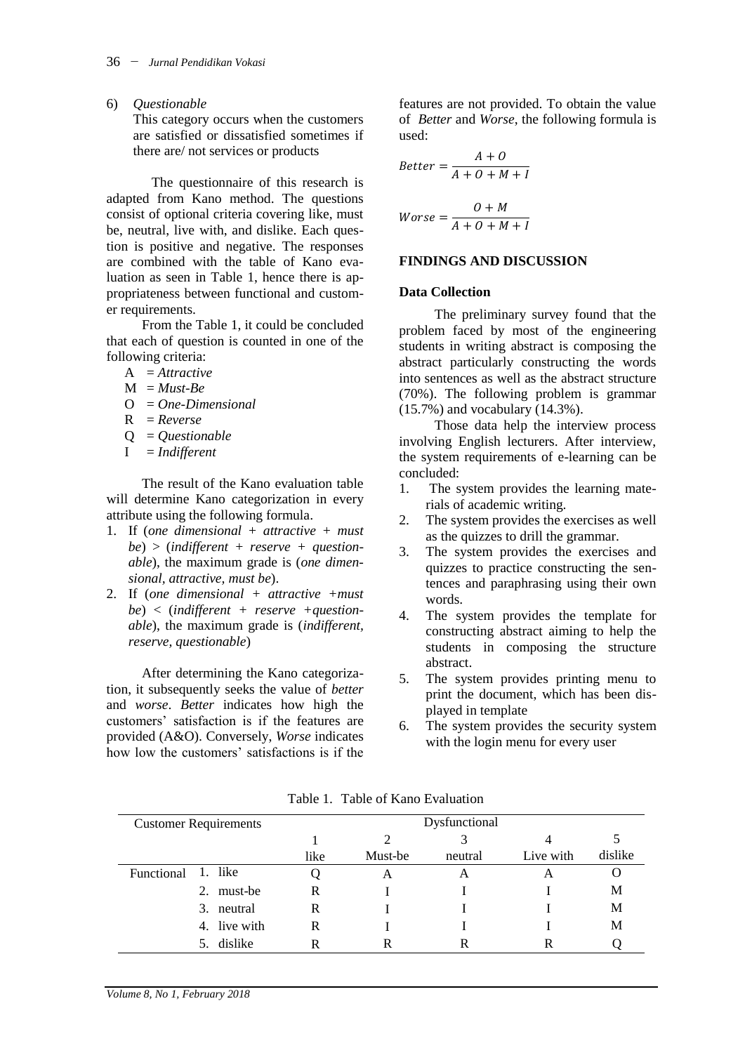6) *Questionable*

   This category occurs when the customers are satisfied or dissatisfied sometimes if there are/ not services or products

The questionnaire of this research is adapted from Kano method. The questions consist of optional criteria covering like, must be, neutral, live with, and dislike. Each question is positive and negative. The responses are combined with the table of Kano evaluation as seen in Table 1, hence there is appropriateness between functional and customer requirements.

From the Table 1, it could be concluded that each of question is counted in one of the following criteria:

A = *Attractive*
M = *Must-Be*
O = *One-Dimensional*
R = *Reverse*
Q = *Questionable*
I = *Indifferent*

The result of the Kano evaluation table will determine Kano categorization in every attribute using the following formula.

1. If (*one dimensional* + *attractive* + *must be*) > (*indifferent* + *reserve* + *questionable*), the maximum grade is (*one dimensional, attractive, must be*).
2. If (*one dimensional* + *attractive* +*must be*) < (*indifferent* + *reserve* +*questionable*), the maximum grade is (*indifferent, reserve, questionable*)

After determining the Kano categorization, it subsequently seeks the value of *better* and *worse*. *Better* indicates how high the customers' satisfaction is if the features are provided (A&O). Conversely, *Worse* indicates how low the customers' satisfactions is if the features are not provided. To obtain the value of *Better* and *Worse*, the following formula is used:

$$Better = \frac{A + O}{A + O + M + I}$$

$$Worse = \frac{O + M}{A + O + M + I}$$

## FINDINGS AND DISCUSSION

### Data Collection

The preliminary survey found that the problem faced by most of the engineering students in writing abstract is composing the abstract particularly constructing the words into sentences as well as the abstract structure (70%). The following problem is grammar (15.7%) and vocabulary (14.3%).

Those data help the interview process involving English lecturers. After interview, the system requirements of e-learning can be concluded:

1. The system provides the learning materials of academic writing.
2. The system provides the exercises as well as the quizzes to drill the grammar.
3. The system provides the exercises and quizzes to practice constructing the sentences and paraphrasing using their own words.
4. The system provides the template for constructing abstract aiming to help the students in composing the structure abstract.
5. The system provides printing menu to print the document, which has been displayed in template
6. The system provides the security system with the login menu for every user

Table 1. Table of Kano Evaluation

| Customer Requirements | | Dysfunctional | | | | |
|---|---|---|---|---|---|---|
| | | 1 like | 2 Must-be | 3 neutral | 4 Live with | 5 dislike |
| Functional | 1. like | Q | A | A | A | O |
| | 2. must-be | R | I | I | I | M |
| | 3. neutral | R | I | I | I | M |
| | 4. live with | R | I | I | I | M |
| | 5. dislike | R | R | R | R | Q |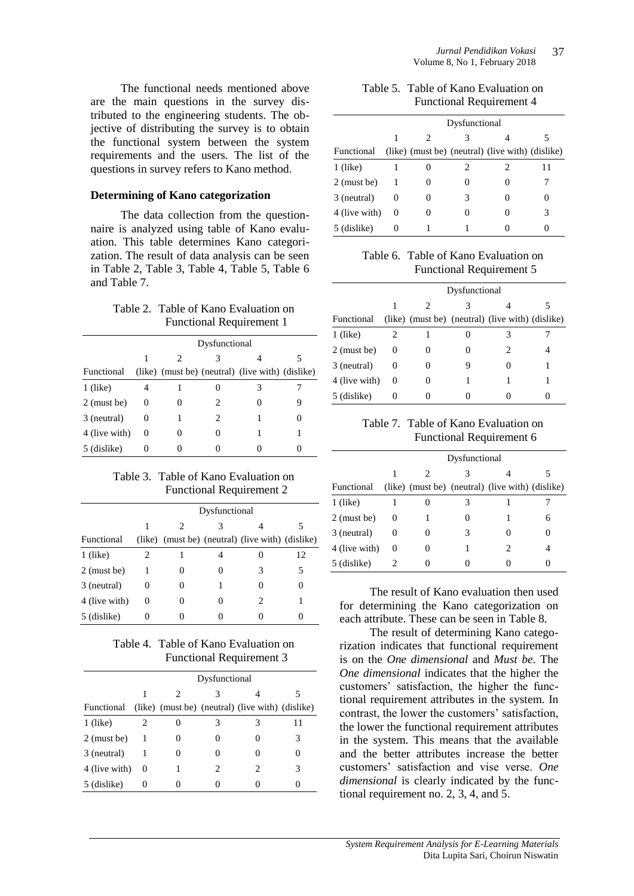The functional needs mentioned above are the main questions in the survey distributed to the engineering students. The objective of distributing the survey is to obtain the functional system between the system requirements and the users. The list of the questions in survey refers to Kano method.

### Determining of Kano categorization

The data collection from the questionnaire is analyzed using table of Kano evaluation. This table determines Kano categorization. The result of data analysis can be seen in Table 2, Table 3, Table 4, Table 5, Table 6 and Table 7.

Table 2. Table of Kano Evaluation on Functional Requirement 1

| | Dysfunctional | | | | |
|---|---|---|---|---|---|
| | 1 | 2 | 3 | 4 | 5 |
| Functional | (like) | (must be) | (neutral) | (live with) | (dislike) |
| 1 (like) | 4 | 1 | 0 | 3 | 7 |
| 2 (must be) | 0 | 0 | 2 | 0 | 9 |
| 3 (neutral) | 0 | 1 | 2 | 1 | 0 |
| 4 (live with) | 0 | 0 | 0 | 1 | 1 |
| 5 (dislike) | 0 | 0 | 0 | 0 | 0 |

Table 3. Table of Kano Evaluation on Functional Requirement 2

| | Dysfunctional | | | | |
|---|---|---|---|---|---|
| | 1 | 2 | 3 | 4 | 5 |
| Functional | (like) | (must be) | (neutral) | (live with) | (dislike) |
| 1 (like) | 2 | 1 | 4 | 0 | 12 |
| 2 (must be) | 1 | 0 | 0 | 3 | 5 |
| 3 (neutral) | 0 | 0 | 1 | 0 | 0 |
| 4 (live with) | 0 | 0 | 0 | 2 | 1 |
| 5 (dislike) | 0 | 0 | 0 | 0 | 0 |

Table 4. Table of Kano Evaluation on Functional Requirement 3

| | Dysfunctional | | | | |
|---|---|---|---|---|---|
| | 1 | 2 | 3 | 4 | 5 |
| Functional | (like) | (must be) | (neutral) | (live with) | (dislike) |
| 1 (like) | 2 | 0 | 3 | 3 | 11 |
| 2 (must be) | 1 | 0 | 0 | 0 | 3 |
| 3 (neutral) | 1 | 0 | 0 | 0 | 0 |
| 4 (live with) | 0 | 1 | 2 | 2 | 3 |
| 5 (dislike) | 0 | 0 | 0 | 0 | 0 |

Table 5. Table of Kano Evaluation on Functional Requirement 4

| | Dysfunctional | | | | |
|---|---|---|---|---|---|
| | 1 | 2 | 3 | 4 | 5 |
| Functional | (like) | (must be) | (neutral) | (live with) | (dislike) |
| 1 (like) | 1 | 0 | 2 | 2 | 11 |
| 2 (must be) | 1 | 0 | 0 | 0 | 7 |
| 3 (neutral) | 0 | 0 | 3 | 0 | 0 |
| 4 (live with) | 0 | 0 | 0 | 0 | 3 |
| 5 (dislike) | 0 | 1 | 1 | 0 | 0 |

Table 6. Table of Kano Evaluation on Functional Requirement 5

| | Dysfunctional | | | | |
|---|---|---|---|---|---|
| | 1 | 2 | 3 | 4 | 5 |
| Functional | (like) | (must be) | (neutral) | (live with) | (dislike) |
| 1 (like) | 2 | 1 | 0 | 3 | 7 |
| 2 (must be) | 0 | 0 | 0 | 2 | 4 |
| 3 (neutral) | 0 | 0 | 9 | 0 | 1 |
| 4 (live with) | 0 | 0 | 1 | 1 | 1 |
| 5 (dislike) | 0 | 0 | 0 | 0 | 0 |

Table 7. Table of Kano Evaluation on Functional Requirement 6

| | Dysfunctional | | | | |
|---|---|---|---|---|---|
| | 1 | 2 | 3 | 4 | 5 |
| Functional | (like) | (must be) | (neutral) | (live with) | (dislike) |
| 1 (like) | 1 | 0 | 3 | 1 | 7 |
| 2 (must be) | 0 | 1 | 0 | 1 | 6 |
| 3 (neutral) | 0 | 0 | 3 | 0 | 0 |
| 4 (live with) | 0 | 0 | 1 | 2 | 4 |
| 5 (dislike) | 2 | 0 | 0 | 0 | 0 |

The result of Kano evaluation then used for determining the Kano categorization on each attribute. These can be seen in Table 8.

The result of determining Kano categorization indicates that functional requirement is on the *One dimensional* and *Must be*. The *One dimensional* indicates that the higher the customers' satisfaction, the higher the functional requirement attributes in the system. In contrast, the lower the customers' satisfaction, the lower the functional requirement attributes in the system. This means that the available and the better attributes increase the better customers' satisfaction and vise verse. *One dimensional* is clearly indicated by the functional requirement no. 2, 3, 4, and 5.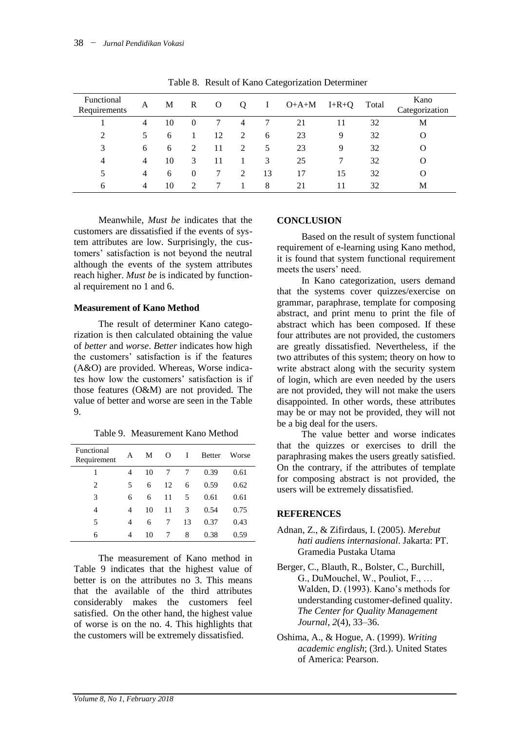Table 8. Result of Kano Categorization Determiner

| Functional Requirements | A | M | R | O | Q | I | O+A+M | I+R+Q | Total | Kano Categorization |
|---|---|---|---|---|---|---|---|---|---|---|
| 1 | 4 | 10 | 0 | 7 | 4 | 7 | 21 | 11 | 32 | M |
| 2 | 5 | 6 | 1 | 12 | 2 | 6 | 23 | 9 | 32 | O |
| 3 | 6 | 6 | 2 | 11 | 2 | 5 | 23 | 9 | 32 | O |
| 4 | 4 | 10 | 3 | 11 | 1 | 3 | 25 | 7 | 32 | O |
| 5 | 4 | 6 | 0 | 7 | 2 | 13 | 17 | 15 | 32 | O |
| 6 | 4 | 10 | 2 | 7 | 1 | 8 | 21 | 11 | 32 | M |

Meanwhile, *Must be* indicates that the customers are dissatisfied if the events of system attributes are low. Surprisingly, the customers' satisfaction is not beyond the neutral although the events of the system attributes reach higher. *Must be* is indicated by functional requirement no 1 and 6.

### Measurement of Kano Method

The result of determiner Kano categorization is then calculated obtaining the value of *better* and *worse*. *Better* indicates how high the customers' satisfaction is if the features (A&O) are provided. Whereas, Worse indicates how low the customers' satisfaction is if those features (O&M) are not provided. The value of better and worse are seen in the Table 9.

Table 9. Measurement Kano Method

| Functional Requirement | A | M | O | I | Better | Worse |
|---|---|---|---|---|---|---|
| 1 | 4 | 10 | 7 | 7 | 0.39 | 0.61 |
| 2 | 5 | 6 | 12 | 6 | 0.59 | 0.62 |
| 3 | 6 | 6 | 11 | 5 | 0.61 | 0.61 |
| 4 | 4 | 10 | 11 | 3 | 0.54 | 0.75 |
| 5 | 4 | 6 | 7 | 13 | 0.37 | 0.43 |
| 6 | 4 | 10 | 7 | 8 | 0.38 | 0.59 |

The measurement of Kano method in Table 9 indicates that the highest value of better is on the attributes no 3. This means that the available of the third attributes considerably makes the customers feel satisfied. On the other hand, the highest value of worse is on the no. 4. This highlights that the customers will be extremely dissatisfied.

## CONCLUSION

Based on the result of system functional requirement of e-learning using Kano method, it is found that system functional requirement meets the users' need.

In Kano categorization, users demand that the systems cover quizzes/exercise on grammar, paraphrase, template for composing abstract, and print menu to print the file of abstract which has been composed. If these four attributes are not provided, the customers are greatly dissatisfied. Nevertheless, if the two attributes of this system; theory on how to write abstract along with the security system of login, which are even needed by the users are not provided, they will not make the users disappointed. In other words, these attributes may be or may not be provided, they will not be a big deal for the users.

The value better and worse indicates that the quizzes or exercises to drill the paraphrasing makes the users greatly satisfied. On the contrary, if the attributes of template for composing abstract is not provided, the users will be extremely dissatisfied.

## REFERENCES

Adnan, Z., & Zifirdaus, I. (2005). *Merebut hati audiens internasional*. Jakarta: PT. Gramedia Pustaka Utama

Berger, C., Blauth, R., Bolster, C., Burchill, G., DuMouchel, W., Pouliot, F., … Walden, D. (1993). Kano's methods for understanding customer-defined quality. *The Center for Quality Management Journal*, *2*(4), 33–36.

Oshima, A., & Hogue, A. (1999). *Writing academic english*; (3rd.). United States of America: Pearson.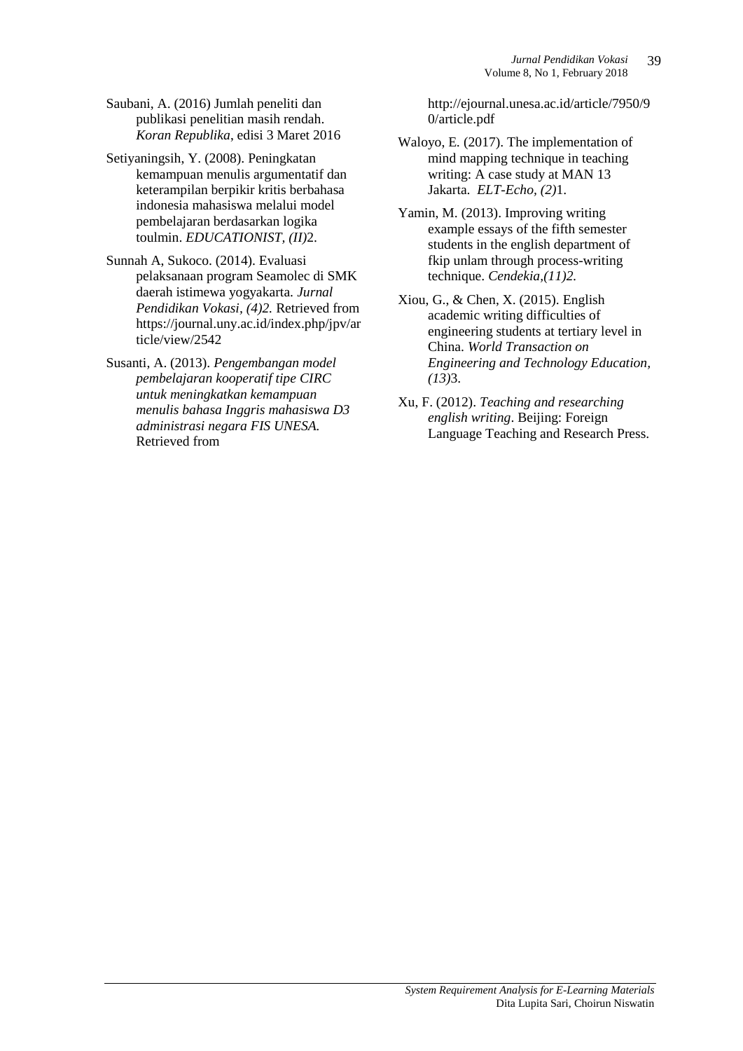Saubani, A. (2016) Jumlah peneliti dan publikasi penelitian masih rendah. *Koran Republika*, edisi 3 Maret 2016

Setiyaningsih, Y. (2008). Peningkatan kemampuan menulis argumentatif dan keterampilan berpikir kritis berbahasa indonesia mahasiswa melalui model pembelajaran berdasarkan logika toulmin. *EDUCATIONIST, (II)*2.

Sunnah A, Sukoco. (2014). Evaluasi pelaksanaan program Seamolec di SMK daerah istimewa yogyakarta. *Jurnal Pendidikan Vokasi, (4)2.* Retrieved from https://journal.uny.ac.id/index.php/jpv/article/view/2542

Susanti, A. (2013). *Pengembangan model pembelajaran kooperatif tipe CIRC untuk meningkatkan kemampuan menulis bahasa Inggris mahasiswa D3 administrasi negara FIS UNESA.* Retrieved from http://ejournal.unesa.ac.id/article/7950/90/article.pdf

Waloyo, E. (2017). The implementation of mind mapping technique in teaching writing: A case study at MAN 13 Jakarta. *ELT-Echo, (2)*1.

Yamin, M. (2013). Improving writing example essays of the fifth semester students in the english department of fkip unlam through process-writing technique. *Cendekia,(11)2.*

Xiou, G., & Chen, X. (2015). English academic writing difficulties of engineering students at tertiary level in China. *World Transaction on Engineering and Technology Education, (13)*3.

Xu, F. (2012). *Teaching and researching english writing*. Beijing: Foreign Language Teaching and Research Press.